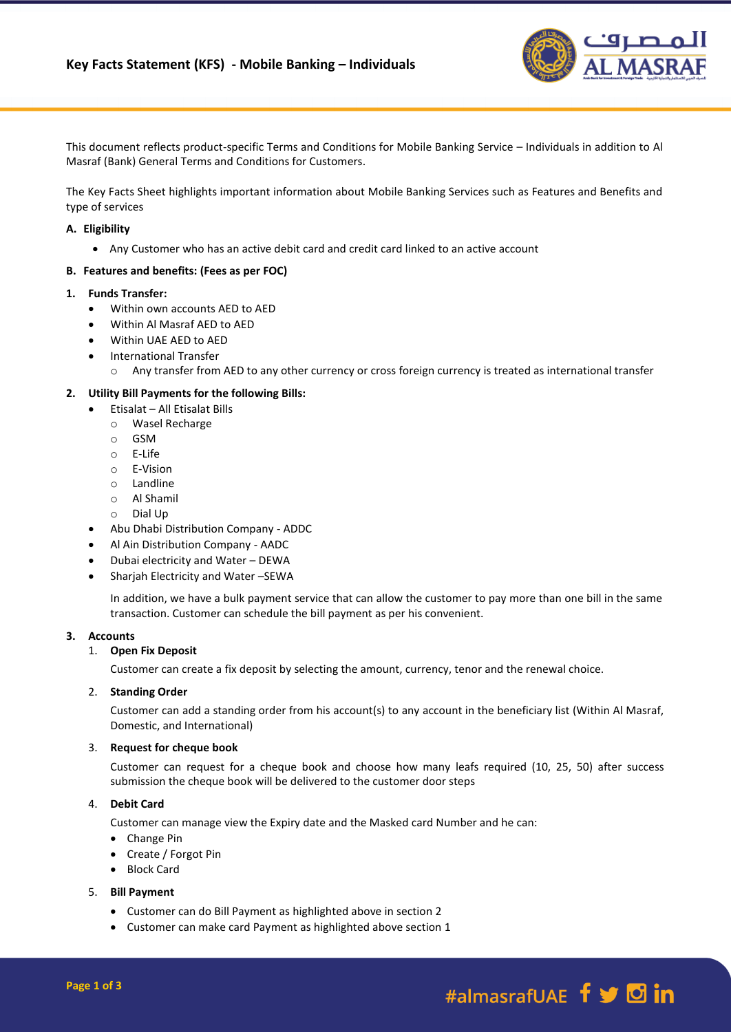# Key Facts Statement (KFS) - Mobile Banking – Individuals

This document reflects product-specific Terms and Conditions for Mobile Banking Service – Individuals in addition to Al Masraf (Bank) General Terms and Conditions for Customers.

The Key Facts Sheet highlights important information about Mobile Banking Services such as Features and Benefits and type of services

**A. Eligibility**

- Any Customer who has an active debit card and credit card linked to an active account

**B. Features and benefits: (Fees as per FOC)**

**1. Funds Transfer:**

- Within own accounts AED to AED
- Within Al Masraf AED to AED
- Within UAE AED to AED
- International Transfer
  - Any transfer from AED to any other currency or cross foreign currency is treated as international transfer

**2. Utility Bill Payments for the following Bills:**

- Etisalat – All Etisalat Bills
  - Wasel Recharge
  - GSM
  - E-Life
  - E-Vision
  - Landline
  - Al Shamil
  - Dial Up
- Abu Dhabi Distribution Company - ADDC
- Al Ain Distribution Company - AADC
- Dubai electricity and Water – DEWA
- Sharjah Electricity and Water –SEWA

  In addition, we have a bulk payment service that can allow the customer to pay more than one bill in the same transaction. Customer can schedule the bill payment as per his convenient.

**3. Accounts**

1. **Open Fix Deposit**

   Customer can create a fix deposit by selecting the amount, currency, tenor and the renewal choice.

2. **Standing Order**

   Customer can add a standing order from his account(s) to any account in the beneficiary list (Within Al Masraf, Domestic, and International)

3. **Request for cheque book**

   Customer can request for a cheque book and choose how many leafs required (10, 25, 50) after success submission the cheque book will be delivered to the customer door steps

4. **Debit Card**

   Customer can manage view the Expiry date and the Masked card Number and he can:

   - Change Pin
   - Create / Forgot Pin
   - Block Card

5. **Bill Payment**

   - Customer can do Bill Payment as highlighted above in section 2
   - Customer can make card Payment as highlighted above section 1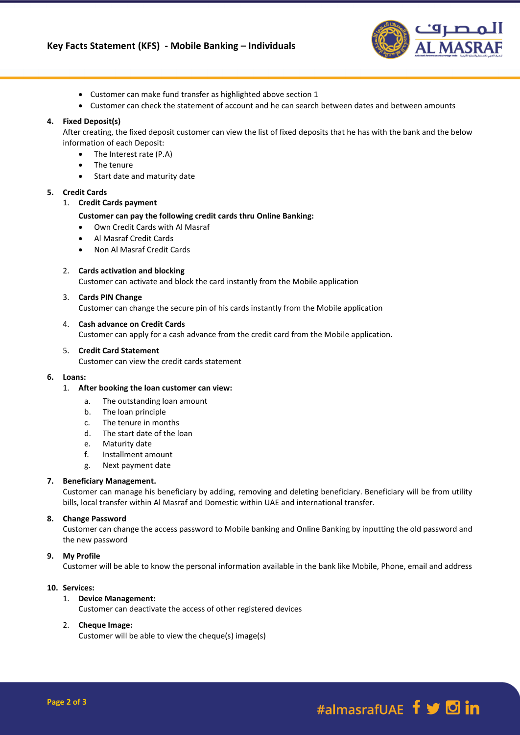- Customer can make fund transfer as highlighted above section 1
- Customer can check the statement of account and he can search between dates and between amounts

**4. Fixed Deposit(s)**

After creating, the fixed deposit customer can view the list of fixed deposits that he has with the bank and the below information of each Deposit:

- The Interest rate (P.A)
- The tenure
- Start date and maturity date

**5. Credit Cards**

1. **Credit Cards payment**

   **Customer can pay the following credit cards thru Online Banking:**

   - Own Credit Cards with Al Masraf
   - Al Masraf Credit Cards
   - Non Al Masraf Credit Cards

2. **Cards activation and blocking**

   Customer can activate and block the card instantly from the Mobile application

3. **Cards PIN Change**

   Customer can change the secure pin of his cards instantly from the Mobile application

4. **Cash advance on Credit Cards**

   Customer can apply for a cash advance from the credit card from the Mobile application.

5. **Credit Card Statement**

   Customer can view the credit cards statement

**6. Loans:**

1. **After booking the loan customer can view:**

   a. The outstanding loan amount
   b. The loan principle
   c. The tenure in months
   d. The start date of the loan
   e. Maturity date
   f. Installment amount
   g. Next payment date

**7. Beneficiary Management.**

Customer can manage his beneficiary by adding, removing and deleting beneficiary. Beneficiary will be from utility bills, local transfer within Al Masraf and Domestic within UAE and international transfer.

**8. Change Password**

Customer can change the access password to Mobile banking and Online Banking by inputting the old password and the new password

**9. My Profile**

Customer will be able to know the personal information available in the bank like Mobile, Phone, email and address

**10. Services:**

1. **Device Management:**

   Customer can deactivate the access of other registered devices

2. **Cheque Image:**

   Customer will be able to view the cheque(s) image(s)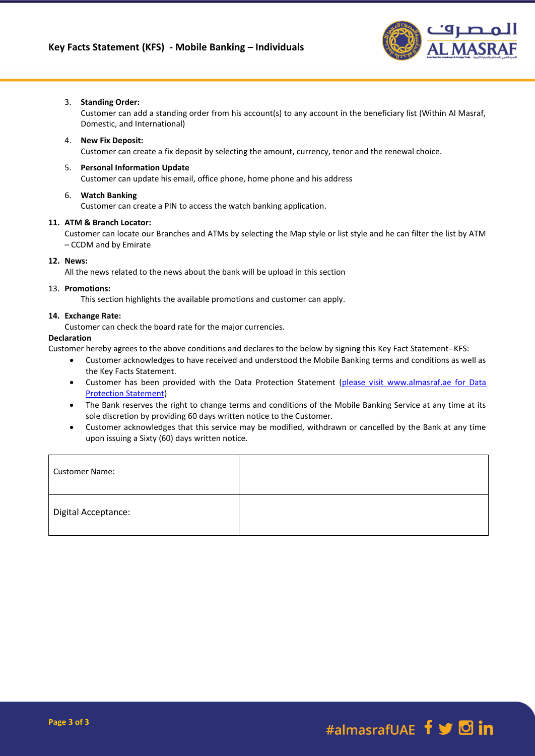3. **Standing Order:**
   Customer can add a standing order from his account(s) to any account in the beneficiary list (Within Al Masraf, Domestic, and International)

4. **New Fix Deposit:**
   Customer can create a fix deposit by selecting the amount, currency, tenor and the renewal choice.

5. **Personal Information Update**
   Customer can update his email, office phone, home phone and his address

6. **Watch Banking**
   Customer can create a PIN to access the watch banking application.

**11. ATM & Branch Locator:**
Customer can locate our Branches and ATMs by selecting the Map style or list style and he can filter the list by ATM – CCDM and by Emirate

**12. News:**
All the news related to the news about the bank will be upload in this section

13. **Promotions:**
This section highlights the available promotions and customer can apply.

**14. Exchange Rate:**
Customer can check the board rate for the major currencies.

**Declaration**

Customer hereby agrees to the above conditions and declares to the below by signing this Key Fact Statement- KFS:

- Customer acknowledges to have received and understood the Mobile Banking terms and conditions as well as the Key Facts Statement.
- Customer has been provided with the Data Protection Statement (please visit www.almasraf.ae for Data Protection Statement)
- The Bank reserves the right to change terms and conditions of the Mobile Banking Service at any time at its sole discretion by providing 60 days written notice to the Customer.
- Customer acknowledges that this service may be modified, withdrawn or cancelled by the Bank at any time upon issuing a Sixty (60) days written notice.

| | |
|---|---|
| Customer Name: | |
| Digital Acceptance: | |